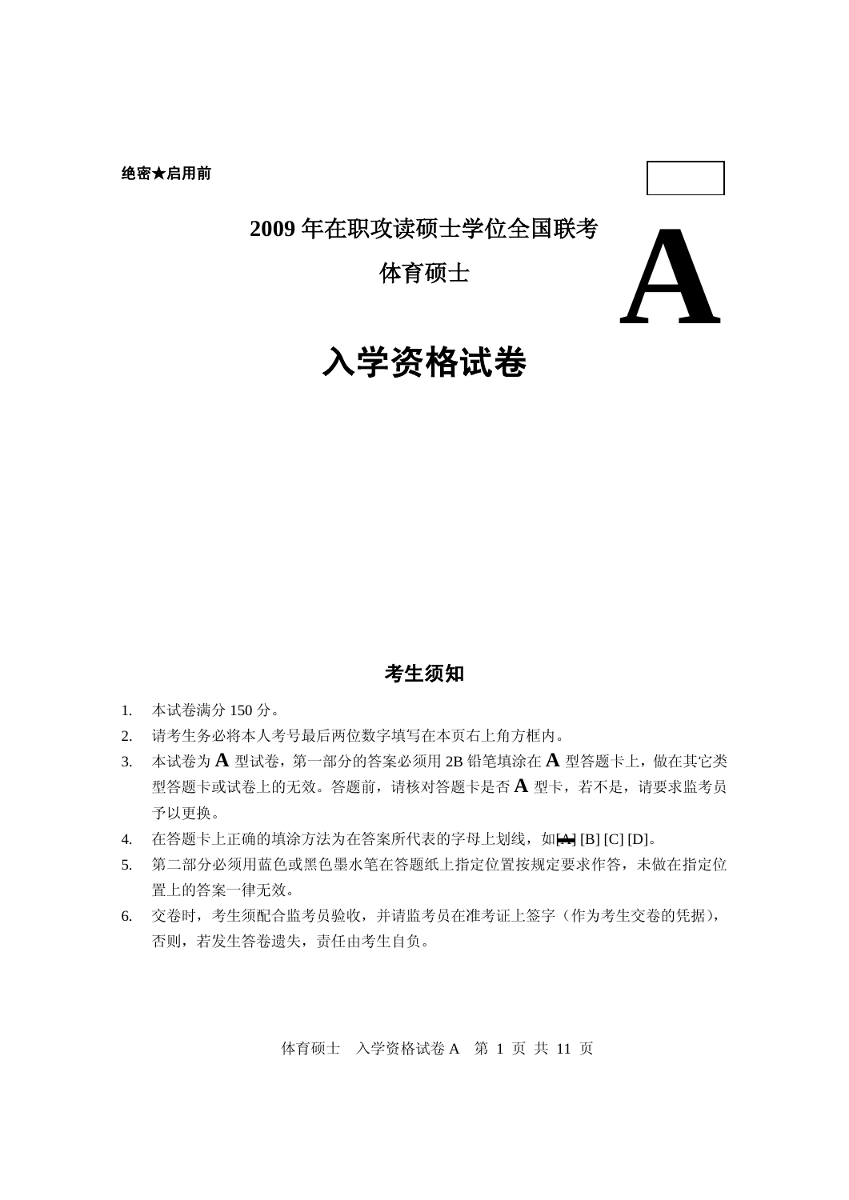**绝密★启用前**

# 2009 年在职攻读硕士学位全国联考

## 体育硕士

# A

# 入学资格试卷

## 考生须知

1. 本试卷满分 150 分。
2. 请考生务必将本人考号最后两位数字填写在本页右上角方框内。
3. 本试卷为 **A** 型试卷，第一部分的答案必须用 2B 铅笔填涂在 **A** 型答题卡上，做在其它类型答题卡或试卷上的无效。答题前，请核对答题卡是否 **A** 型卡，若不是，请要求监考员予以更换。
4. 在答题卡上正确的填涂方法为在答案所代表的字母上划线，如[A] [B] [C] [D]。
5. 第二部分必须用蓝色或黑色墨水笔在答题纸上指定位置按规定要求作答，未做在指定位置上的答案一律无效。
6. 交卷时，考生须配合监考员验收，并请监考员在准考证上签字（作为考生交卷的凭据），否则，若发生答卷遗失，责任由考生自负。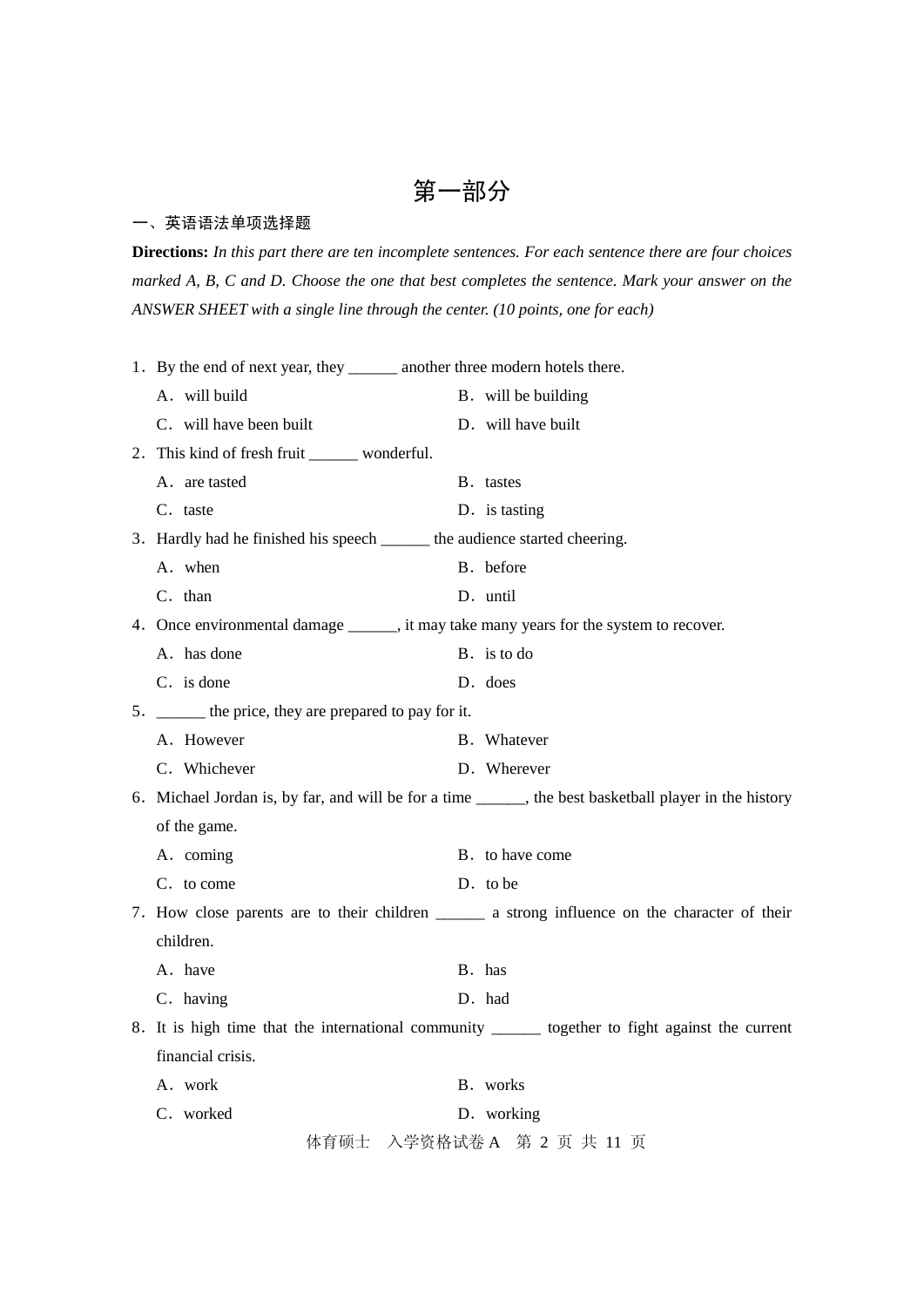# 第一部分

## 一、英语语法单项选择题

**Directions:** *In this part there are ten incomplete sentences. For each sentence there are four choices marked A, B, C and D. Choose the one that best completes the sentence. Mark your answer on the ANSWER SHEET with a single line through the center. (10 points, one for each)*

1．By the end of next year, they ______ another three modern hotels there.

A．will build
B．will be building
C．will have been built
D．will have built

2．This kind of fresh fruit ______ wonderful.

A．are tasted
B．tastes
C．taste
D．is tasting

3．Hardly had he finished his speech ______ the audience started cheering.

A．when
B．before
C．than
D．until

4．Once environmental damage ______, it may take many years for the system to recover.

A．has done
B．is to do
C．is done
D．does

5．______ the price, they are prepared to pay for it.

A．However
B．Whatever
C．Whichever
D．Wherever

6．Michael Jordan is, by far, and will be for a time ______, the best basketball player in the history of the game.

A．coming
B．to have come
C．to come
D．to be

7．How close parents are to their children ______ a strong influence on the character of their children.

A．have
B．has
C．having
D．had

8．It is high time that the international community ______ together to fight against the current financial crisis.

A．work
B．works
C．worked
D．working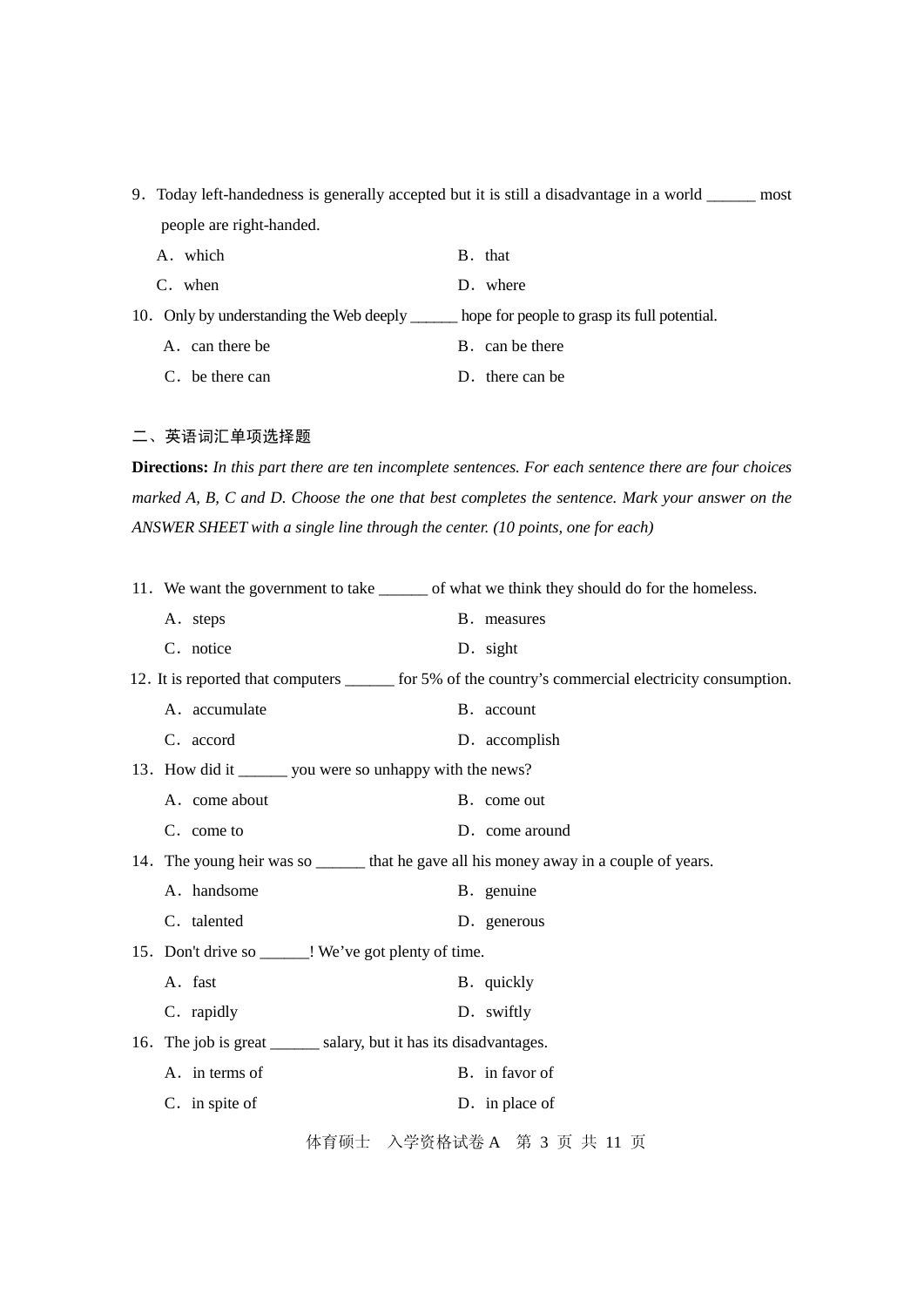9．Today left-handedness is generally accepted but it is still a disadvantage in a world ______ most people are right-handed.

A．which　　　　B．that

C．when　　　　D．where

10．Only by understanding the Web deeply ______ hope for people to grasp its full potential.

A．can there be　　　　B．can be there

C．be there can　　　　D．there can be

## 二、英语词汇单项选择题

**Directions:** *In this part there are ten incomplete sentences. For each sentence there are four choices marked A, B, C and D. Choose the one that best completes the sentence. Mark your answer on the ANSWER SHEET with a single line through the center. (10 points, one for each)*

11．We want the government to take ______ of what we think they should do for the homeless.

A．steps　　　　B．measures

C．notice　　　　D．sight

12．It is reported that computers ______ for 5% of the country's commercial electricity consumption.

A．accumulate　　　　B．account

C．accord　　　　D．accomplish

13．How did it ______ you were so unhappy with the news?

A．come about　　　　B．come out

C．come to　　　　D．come around

14．The young heir was so ______ that he gave all his money away in a couple of years.

A．handsome　　　　B．genuine

C．talented　　　　D．generous

15．Don't drive so ______! We've got plenty of time.

A．fast　　　　B．quickly

C．rapidly　　　　D．swiftly

16．The job is great ______ salary, but it has its disadvantages.

A．in terms of　　　　B．in favor of

C．in spite of　　　　D．in place of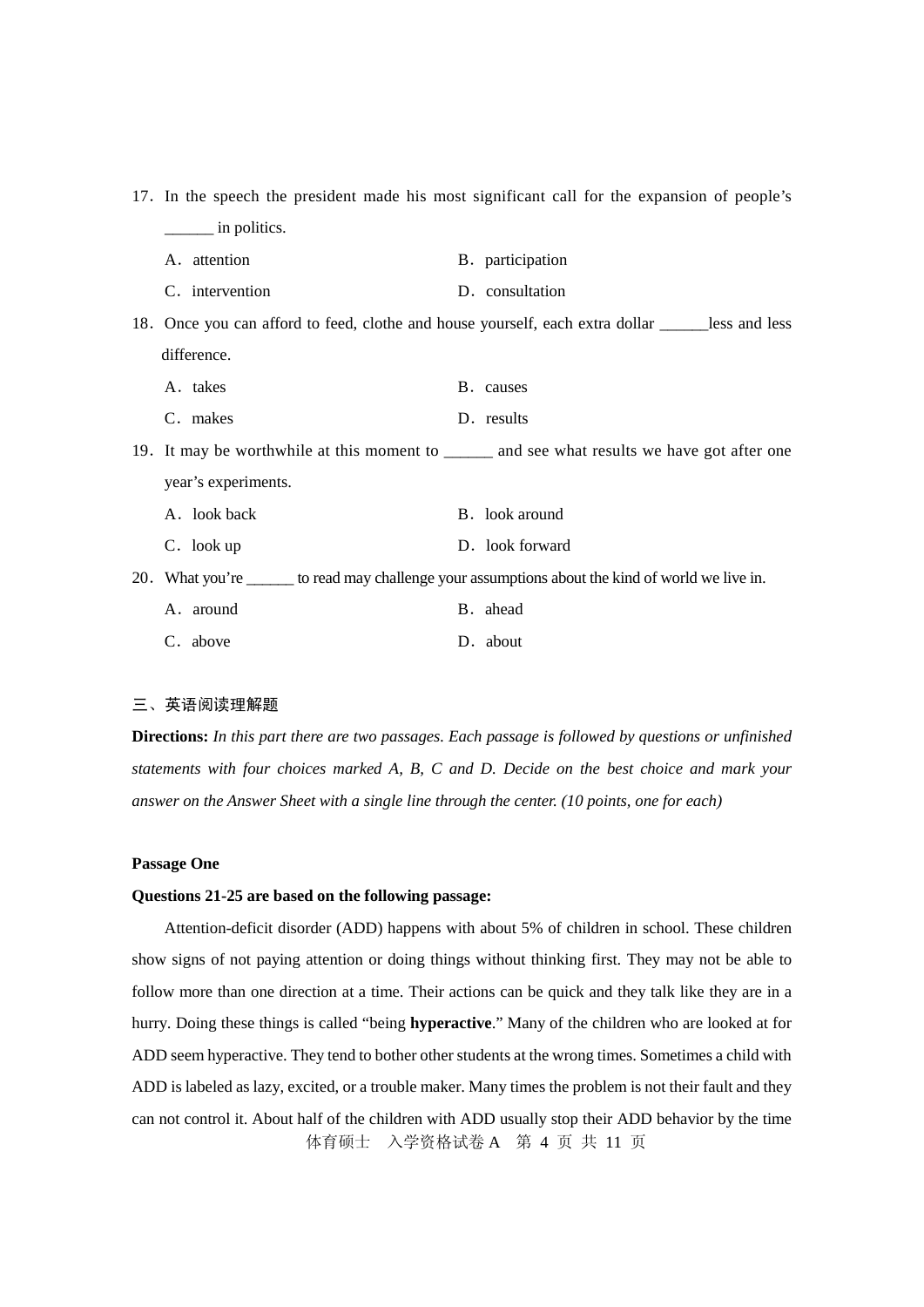17. In the speech the president made his most significant call for the expansion of people's ______ in politics.

A. attention　　B. participation

C. intervention　　D. consultation

18. Once you can afford to feed, clothe and house yourself, each extra dollar ______less and less difference.

A. takes　　B. causes

C. makes　　D. results

19. It may be worthwhile at this moment to ______ and see what results we have got after one year's experiments.

A. look back　　B. look around

C. look up　　D. look forward

20. What you're ______ to read may challenge your assumptions about the kind of world we live in.

A. around　　B. ahead

C. above　　D. about

## 三、英语阅读理解题

**Directions:** *In this part there are two passages. Each passage is followed by questions or unfinished statements with four choices marked A, B, C and D. Decide on the best choice and mark your answer on the Answer Sheet with a single line through the center. (10 points, one for each)*

**Passage One**

**Questions 21-25 are based on the following passage:**

Attention-deficit disorder (ADD) happens with about 5% of children in school. These children show signs of not paying attention or doing things without thinking first. They may not be able to follow more than one direction at a time. Their actions can be quick and they talk like they are in a hurry. Doing these things is called "being **hyperactive**." Many of the children who are looked at for ADD seem hyperactive. They tend to bother other students at the wrong times. Sometimes a child with ADD is labeled as lazy, excited, or a trouble maker. Many times the problem is not their fault and they can not control it. About half of the children with ADD usually stop their ADD behavior by the time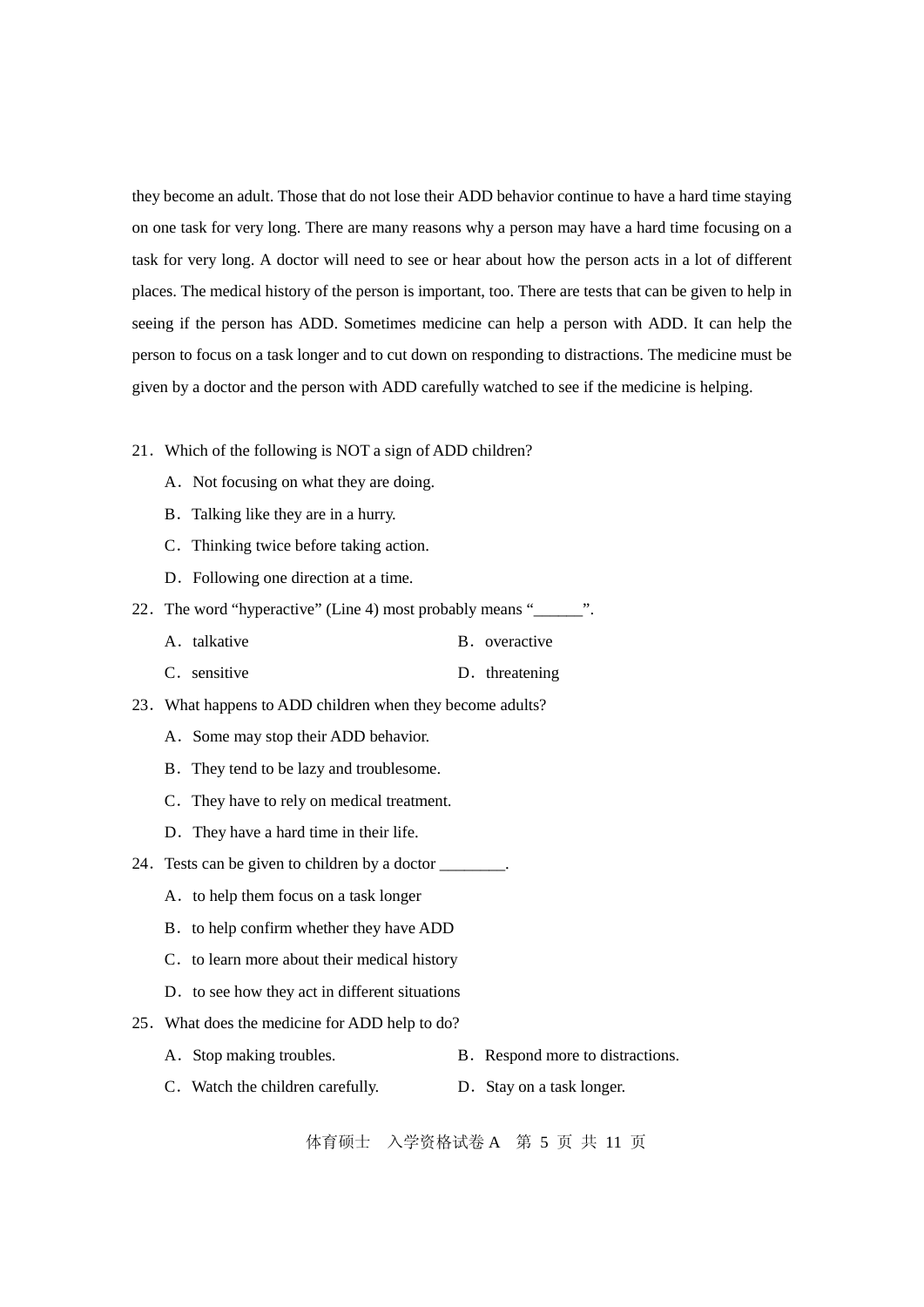they become an adult. Those that do not lose their ADD behavior continue to have a hard time staying on one task for very long. There are many reasons why a person may have a hard time focusing on a task for very long. A doctor will need to see or hear about how the person acts in a lot of different places. The medical history of the person is important, too. There are tests that can be given to help in seeing if the person has ADD. Sometimes medicine can help a person with ADD. It can help the person to focus on a task longer and to cut down on responding to distractions. The medicine must be given by a doctor and the person with ADD carefully watched to see if the medicine is helping.

21．Which of the following is NOT a sign of ADD children?

A．Not focusing on what they are doing.

B．Talking like they are in a hurry.

C．Thinking twice before taking action.

D．Following one direction at a time.

22．The word "hyperactive" (Line 4) most probably means "______".

A．talkative　　B．overactive

C．sensitive　　D．threatening

23．What happens to ADD children when they become adults?

A．Some may stop their ADD behavior.

B．They tend to be lazy and troublesome.

C．They have to rely on medical treatment.

D．They have a hard time in their life.

24．Tests can be given to children by a doctor ________.

A．to help them focus on a task longer

B．to help confirm whether they have ADD

C．to learn more about their medical history

D．to see how they act in different situations

25．What does the medicine for ADD help to do?

A．Stop making troubles.　　B．Respond more to distractions.

C．Watch the children carefully.　　D．Stay on a task longer.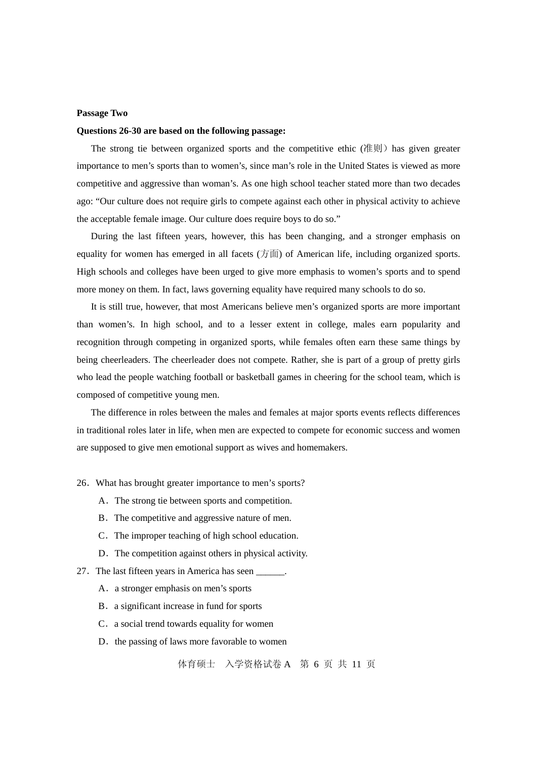**Passage Two**

**Questions 26-30 are based on the following passage:**

The strong tie between organized sports and the competitive ethic (准则）has given greater importance to men's sports than to women's, since man's role in the United States is viewed as more competitive and aggressive than woman's. As one high school teacher stated more than two decades ago: "Our culture does not require girls to compete against each other in physical activity to achieve the acceptable female image. Our culture does require boys to do so."

During the last fifteen years, however, this has been changing, and a stronger emphasis on equality for women has emerged in all facets (方面) of American life, including organized sports. High schools and colleges have been urged to give more emphasis to women's sports and to spend more money on them. In fact, laws governing equality have required many schools to do so.

It is still true, however, that most Americans believe men's organized sports are more important than women's. In high school, and to a lesser extent in college, males earn popularity and recognition through competing in organized sports, while females often earn these same things by being cheerleaders. The cheerleader does not compete. Rather, she is part of a group of pretty girls who lead the people watching football or basketball games in cheering for the school team, which is composed of competitive young men.

The difference in roles between the males and females at major sports events reflects differences in traditional roles later in life, when men are expected to compete for economic success and women are supposed to give men emotional support as wives and homemakers.

26．What has brought greater importance to men's sports?

A．The strong tie between sports and competition.

B．The competitive and aggressive nature of men.

C．The improper teaching of high school education.

D．The competition against others in physical activity.

27．The last fifteen years in America has seen ______.

A．a stronger emphasis on men's sports

B．a significant increase in fund for sports

C．a social trend towards equality for women

D．the passing of laws more favorable to women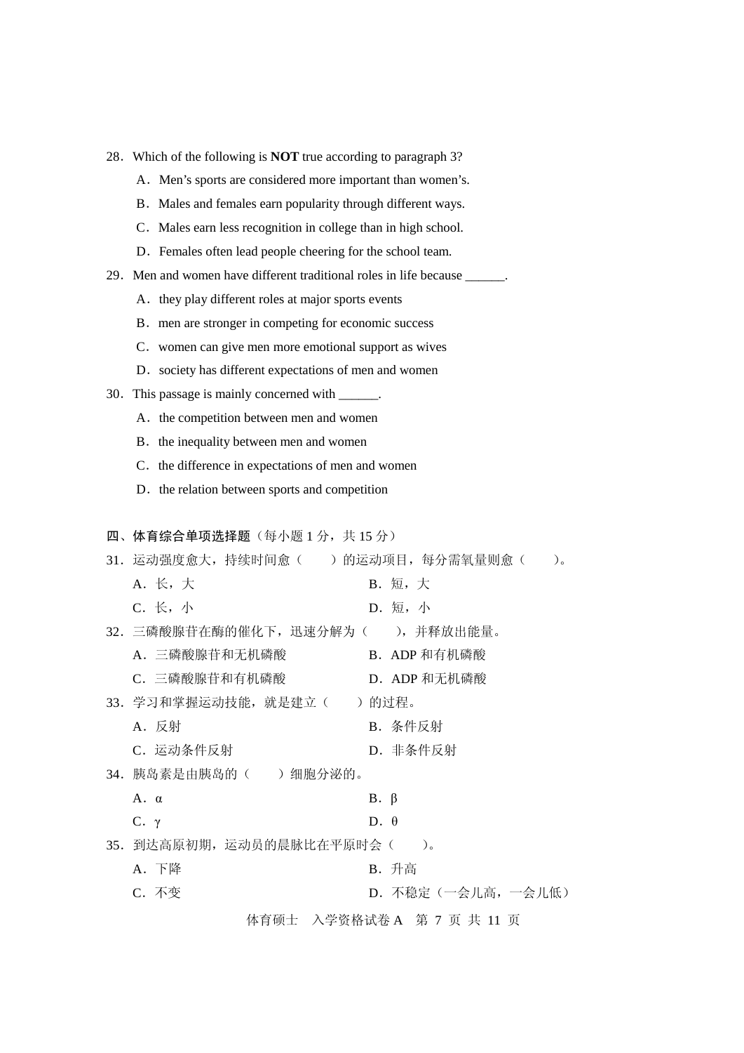28．Which of the following is **NOT** true according to paragraph 3?

A．Men’s sports are considered more important than women’s.

B．Males and females earn popularity through different ways.

C．Males earn less recognition in college than in high school.

D．Females often lead people cheering for the school team.

29．Men and women have different traditional roles in life because ______.

A．they play different roles at major sports events

B．men are stronger in competing for economic success

C．women can give men more emotional support as wives

D．society has different expectations of men and women

30．This passage is mainly concerned with ______.

A．the competition between men and women

B．the inequality between men and women

C．the difference in expectations of men and women

D．the relation between sports and competition

**四、体育综合单项选择题**（每小题 1 分，共 15 分）

31．运动强度愈大，持续时间愈（　　）的运动项目，每分需氧量则愈（　　）。

A．长，大　　　　B．短，大

C．长，小　　　　D．短，小

32．三磷酸腺苷在酶的催化下，迅速分解为（　　），并释放出能量。

A．三磷酸腺苷和无机磷酸　　　　B．ADP 和有机磷酸

C．三磷酸腺苷和有机磷酸　　　　D．ADP 和无机磷酸

33．学习和掌握运动技能，就是建立（　　）的过程。

A．反射　　　　B．条件反射

C．运动条件反射　　　　D．非条件反射

34．胰岛素是由胰岛的（　　）细胞分泌的。

A．α　　　　B．β

C．γ　　　　D．θ

35．到达高原初期，运动员的晨脉比在平原时会（　　）。

A．下降　　　　B．升高

C．不变　　　　D．不稳定（一会儿高，一会儿低）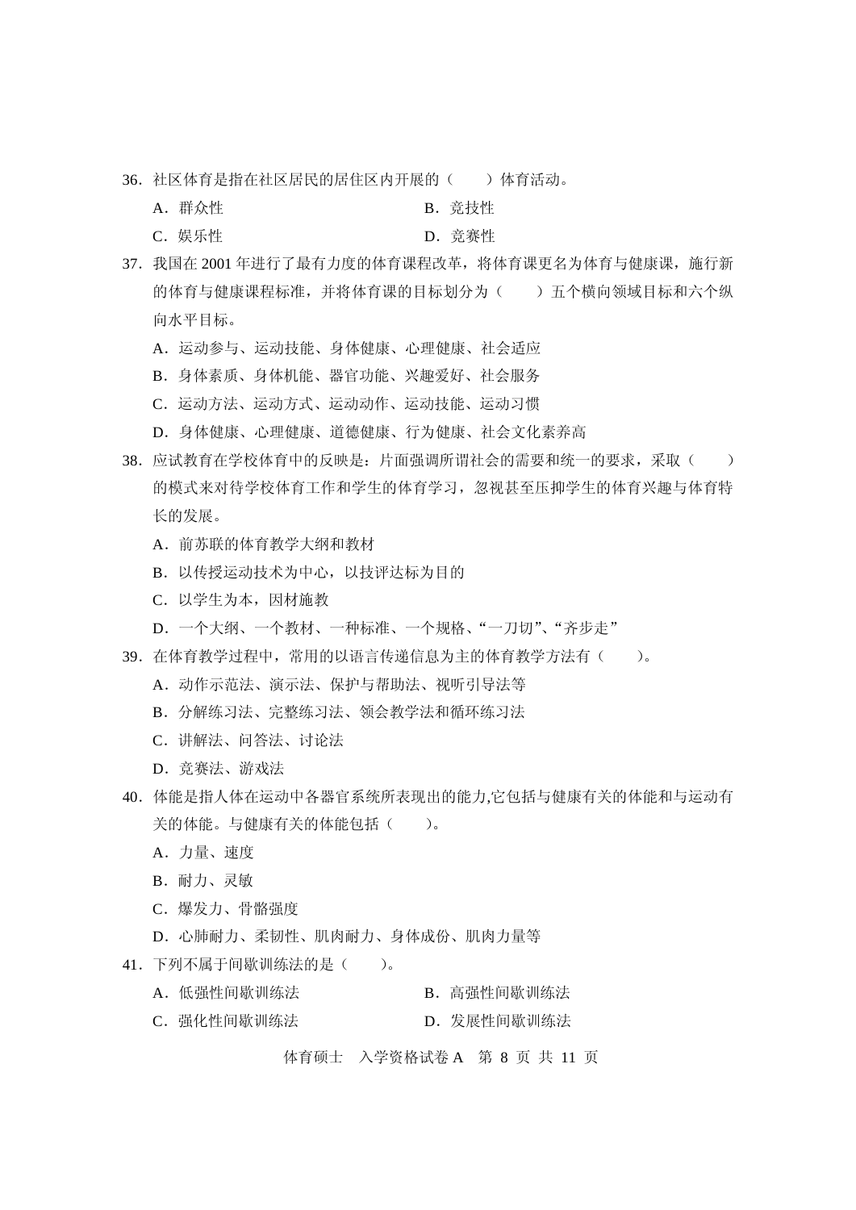36．社区体育是指在社区居民的居住区内开展的（　　）体育活动。

A．群众性　　B．竞技性

C．娱乐性　　D．竞赛性

37．我国在 2001 年进行了最有力度的体育课程改革，将体育课更名为体育与健康课，施行新的体育与健康课程标准，并将体育课的目标划分为（　　）五个横向领域目标和六个纵向水平目标。

A．运动参与、运动技能、身体健康、心理健康、社会适应

B．身体素质、身体机能、器官功能、兴趣爱好、社会服务

C．运动方法、运动方式、运动动作、运动技能、运动习惯

D．身体健康、心理健康、道德健康、行为健康、社会文化素养高

38．应试教育在学校体育中的反映是：片面强调所谓社会的需要和统一的要求，采取（　　）的模式来对待学校体育工作和学生的体育学习，忽视甚至压抑学生的体育兴趣与体育特长的发展。

A．前苏联的体育教学大纲和教材

B．以传授运动技术为中心，以技评达标为目的

C．以学生为本，因材施教

D．一个大纲、一个教材、一种标准、一个规格、“一刀切”、“齐步走”

39．在体育教学过程中，常用的以语言传递信息为主的体育教学方法有（　　）。

A．动作示范法、演示法、保护与帮助法、视听引导法等

B．分解练习法、完整练习法、领会教学法和循环练习法

C．讲解法、问答法、讨论法

D．竞赛法、游戏法

40．体能是指人体在运动中各器官系统所表现出的能力,它包括与健康有关的体能和与运动有关的体能。与健康有关的体能包括（　　）。

A．力量、速度

B．耐力、灵敏

C．爆发力、骨骼强度

D．心肺耐力、柔韧性、肌肉耐力、身体成份、肌肉力量等

41．下列不属于间歇训练法的是（　　）。

A．低强性间歇训练法　　B．高强性间歇训练法

C．强化性间歇训练法　　D．发展性间歇训练法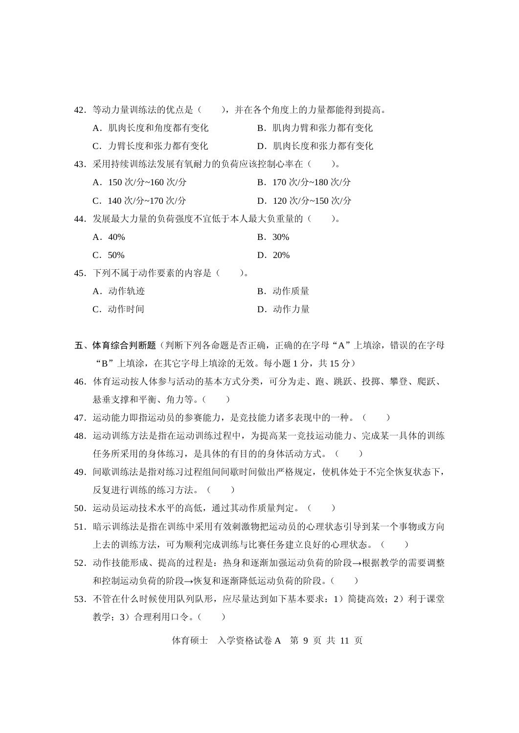42．等动力量训练法的优点是（　　），并在各个角度上的力量都能得到提高。

A．肌肉长度和角度都有变化　　　　B．肌肉力臂和张力都有变化

C．力臂长度和张力都有变化　　　　D．肌肉长度和张力都有变化

43．采用持续训练法发展有氧耐力的负荷应该控制心率在（　　）。

A．150 次/分~160 次/分　　　　B．170 次/分~180 次/分

C．140 次/分~170 次/分　　　　D．120 次/分~150 次/分

44．发展最大力量的负荷强度不宜低于本人最大负重量的（　　）。

A．40%　　　　B．30%

C．50%　　　　D．20%

45．下列不属于动作要素的内容是（　　）。

A．动作轨迹　　　　B．动作质量

C．动作时间　　　　D．动作力量

**五、体育综合判断题**（判断下列各命题是否正确，正确的在字母“A”上填涂，错误的在字母“B”上填涂，在其它字母上填涂的无效。每小题 1 分，共 15 分）

46．体育运动按人体参与活动的基本方式分类，可分为走、跑、跳跃、投掷、攀登、爬跃、悬垂支撑和平衡、角力等。（　　）

47．运动能力即指运动员的参赛能力，是竞技能力诸多表现中的一种。（　　）

48．运动训练方法是指在运动训练过程中，为提高某一竞技运动能力、完成某一具体的训练任务所采用的身体练习，是具体的有目的的身体活动方式。（　　）

49．间歇训练法是指对练习过程组间间歇时间做出严格规定，使机体处于不完全恢复状态下，反复进行训练的练习方法。（　　）

50．运动员运动技术水平的高低，通过其动作质量判定。（　　）

51．暗示训练法是指在训练中采用有效刺激物把运动员的心理状态引导到某一个事物或方向上去的训练方法，可为顺利完成训练与比赛任务建立良好的心理状态。（　　）

52．动作技能形成、提高的过程是：热身和逐渐加强运动负荷的阶段→根据教学的需要调整和控制运动负荷的阶段→恢复和逐渐降低运动负荷的阶段。（　　）

53．不管在什么时候使用队列队形，应尽量达到如下基本要求：1）简捷高效；2）利于课堂教学；3）合理利用口令。（　　）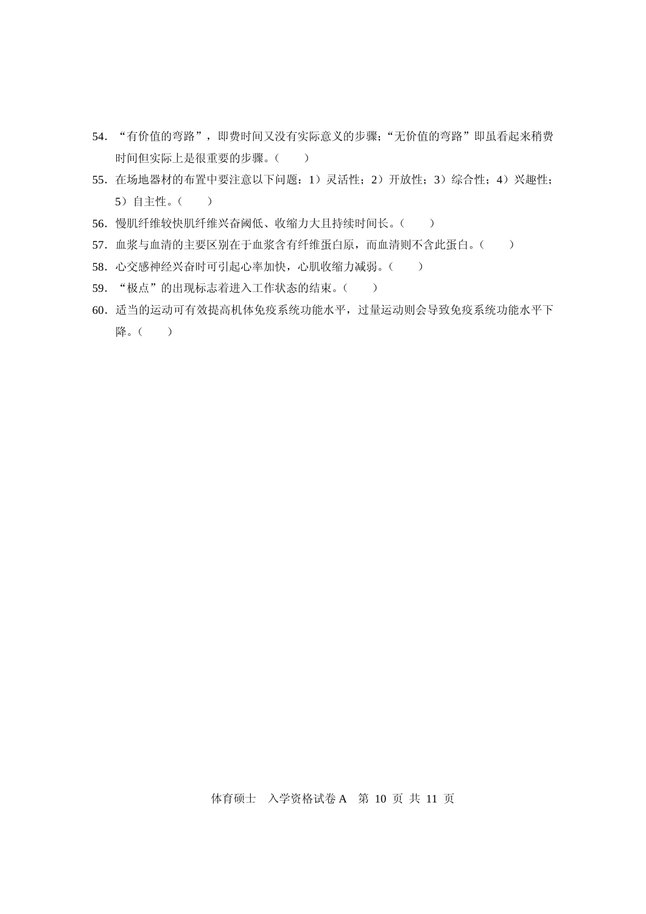54. "有价值的弯路"，即费时间又没有实际意义的步骤；"无价值的弯路"即虽看起来稍费时间但实际上是很重要的步骤。（　　）

55. 在场地器材的布置中要注意以下问题：1）灵活性；2）开放性；3）综合性；4）兴趣性；5）自主性。（　　）

56. 慢肌纤维较快肌纤维兴奋阈低、收缩力大且持续时间长。（　　）

57. 血浆与血清的主要区别在于血浆含有纤维蛋白原，而血清则不含此蛋白。（　　）

58. 心交感神经兴奋时可引起心率加快，心肌收缩力减弱。（　　）

59. "极点"的出现标志着进入工作状态的结束。（　　）

60. 适当的运动可有效提高机体免疫系统功能水平，过量运动则会导致免疫系统功能水平下降。（　　）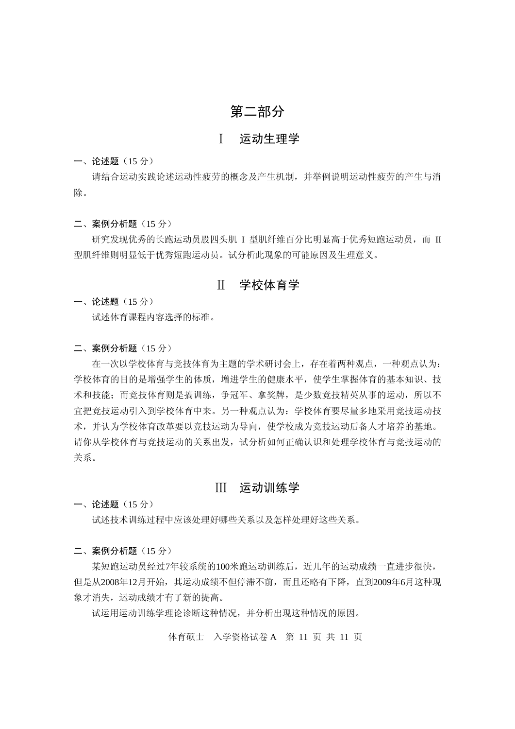# 第二部分

## Ⅰ　运动生理学

**一、论述题**（15 分）

请结合运动实践论述运动性疲劳的概念及产生机制，并举例说明运动性疲劳的产生与消除。

**二、案例分析题**（15 分）

研究发现优秀的长跑运动员股四头肌 I 型肌纤维百分比明显高于优秀短跑运动员，而 II 型肌纤维则明显低于优秀短跑运动员。试分析此现象的可能原因及生理意义。

## Ⅱ　学校体育学

**一、论述题**（15 分）

试述体育课程内容选择的标准。

**二、案例分析题**（15 分）

在一次以学校体育与竞技体育为主题的学术研讨会上，存在着两种观点，一种观点认为：学校体育的目的是增强学生的体质，增进学生的健康水平，使学生掌握体育的基本知识、技术和技能；而竞技体育则是搞训练，争冠军、拿奖牌，是少数竞技精英从事的运动，所以不宜把竞技运动引入到学校体育中来。另一种观点认为：学校体育要尽量多地采用竞技运动技术，并认为学校体育改革要以竞技运动为导向，使学校成为竞技运动后备人才培养的基地。请你从学校体育与竞技运动的关系出发，试分析如何正确认识和处理学校体育与竞技运动的关系。

## Ⅲ　运动训练学

**一、论述题**（15 分）

试述技术训练过程中应该处理好哪些关系以及怎样处理好这些关系。

**二、案例分析题**（15 分）

某短跑运动员经过7年较系统的100米跑运动训练后，近几年的运动成绩一直进步很快，但是从2008年12月开始，其运动成绩不但停滞不前，而且还略有下降，直到2009年6月这种现象才消失，运动成绩才有了新的提高。

试运用运动训练学理论诊断这种情况，并分析出现这种情况的原因。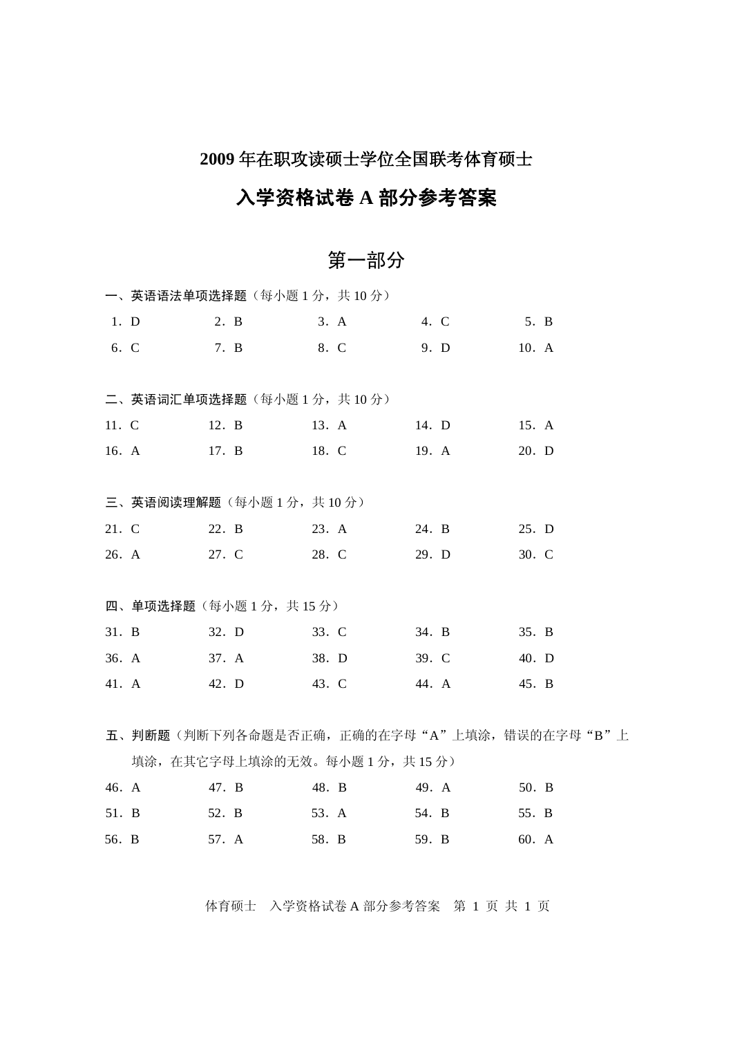# 2009年在职攻读硕士学位全国联考体育硕士

# 入学资格试卷A部分参考答案

## 第一部分

**一、英语语法单项选择题**（每小题1分，共10分）

| | | | | |
|---|---|---|---|---|
| 1．D | 2．B | 3．A | 4．C | 5．B |
| 6．C | 7．B | 8．C | 9．D | 10．A |

**二、英语词汇单项选择题**（每小题1分，共10分）

| | | | | |
|---|---|---|---|---|
| 11．C | 12．B | 13．A | 14．D | 15．A |
| 16．A | 17．B | 18．C | 19．A | 20．D |

**三、英语阅读理解题**（每小题1分，共10分）

| | | | | |
|---|---|---|---|---|
| 21．C | 22．B | 23．A | 24．B | 25．D |
| 26．A | 27．C | 28．C | 29．D | 30．C |

**四、单项选择题**（每小题1分，共15分）

| | | | | |
|---|---|---|---|---|
| 31．B | 32．D | 33．C | 34．B | 35．B |
| 36．A | 37．A | 38．D | 39．C | 40．D |
| 41．A | 42．D | 43．C | 44．A | 45．B |

**五、判断题**（判断下列各命题是否正确，正确的在字母"A"上填涂，错误的在字母"B"上填涂，在其它字母上填涂的无效。每小题1分，共15分）

| | | | | |
|---|---|---|---|---|
| 46．A | 47．B | 48．B | 49．A | 50．B |
| 51．B | 52．B | 53．A | 54．B | 55．B |
| 56．B | 57．A | 58．B | 59．B | 60．A |